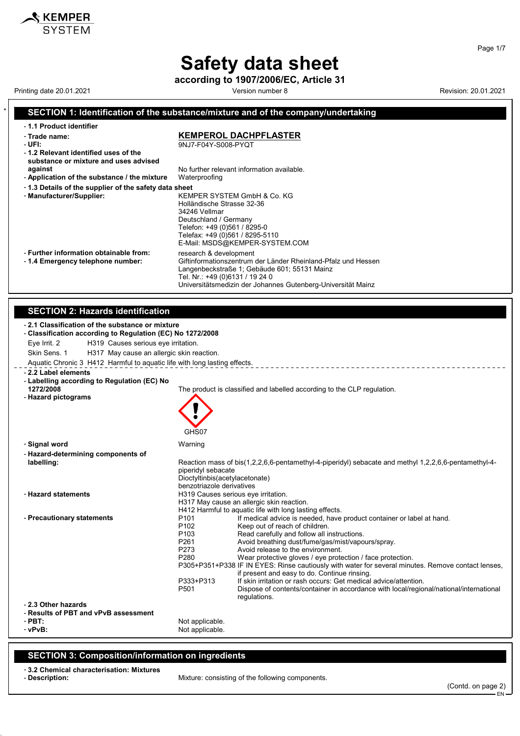# Safety data sheet

**according to 1907/2006/EC, Article 31**

Printing date 20.01.2021 | Version number 8 | Revision: 20.01.2021

## SECTION 1: Identification of the substance/mixture and of the company/undertaking

- **1.1 Product identifier**
- **Trade name:** **KEMPEROL DACHPFLASTER**
- **UFI:** 9NJ7-F04Y-S008-PYQT
- **1.2 Relevant identified uses of the substance or mixture and uses advised against:** No further relevant information available.
- **Application of the substance / the mixture:** Waterproofing
- **1.3 Details of the supplier of the safety data sheet**
- **Manufacturer/Supplier:**
  KEMPER SYSTEM GmbH & Co. KG
  Holländische Strasse 32-36
  34246 Vellmar
  Deutschland / Germany
  Telefon: +49 (0)561 / 8295-0
  Telefax: +49 (0)561 / 8295-5110
  E-Mail: MSDS@KEMPER-SYSTEM.COM
- **Further information obtainable from:** research & development
- **1.4 Emergency telephone number:**
  Giftinformationszentrum der Länder Rheinland-Pfalz und Hessen
  Langenbeckstraße 1; Gebäude 601; 55131 Mainz
  Tel. Nr.: +49 (0)6131 / 19 24 0
  Universitätsmedizin der Johannes Gutenberg-Universität Mainz

## SECTION 2: Hazards identification

- **2.1 Classification of the substance or mixture**
- **Classification according to Regulation (EC) No 1272/2008**

Eye Irrit. 2 H319 Causes serious eye irritation.

Skin Sens. 1 H317 May cause an allergic skin reaction.

Aquatic Chronic 3 H412 Harmful to aquatic life with long lasting effects.

- **2.2 Label elements**
- **Labelling according to Regulation (EC) No 1272/2008:** The product is classified and labelled according to the CLP regulation.
- **Hazard pictograms**

  GHS07

- **Signal word:** Warning
- **Hazard-determining components of labelling:**
  Reaction mass of bis(1,2,2,6,6-pentamethyl-4-piperidyl) sebacate and methyl 1,2,2,6,6-pentamethyl-4-piperidyl sebacate
  Dioctyltinbis(acetylacetonate)
  benzotriazole derivatives
- **Hazard statements:**
  H319 Causes serious eye irritation.
  H317 May cause an allergic skin reaction.
  H412 Harmful to aquatic life with long lasting effects.
- **Precautionary statements:**

| | |
|---|---|
| P101 | If medical advice is needed, have product container or label at hand. |
| P102 | Keep out of reach of children. |
| P103 | Read carefully and follow all instructions. |
| P261 | Avoid breathing dust/fume/gas/mist/vapours/spray. |
| P273 | Avoid release to the environment. |
| P280 | Wear protective gloves / eye protection / face protection. |
| P305+P351+P338 | IF IN EYES: Rinse cautiously with water for several minutes. Remove contact lenses, if present and easy to do. Continue rinsing. |
| P333+P313 | If skin irritation or rash occurs: Get medical advice/attention. |
| P501 | Dispose of contents/container in accordance with local/regional/national/international regulations. |

- **2.3 Other hazards**
- **Results of PBT and vPvB assessment**
- **PBT:** Not applicable.
- **vPvB:** Not applicable.

## SECTION 3: Composition/information on ingredients

- **3.2 Chemical characterisation: Mixtures**
- **Description:** Mixture: consisting of the following components.

(Contd. on page 2)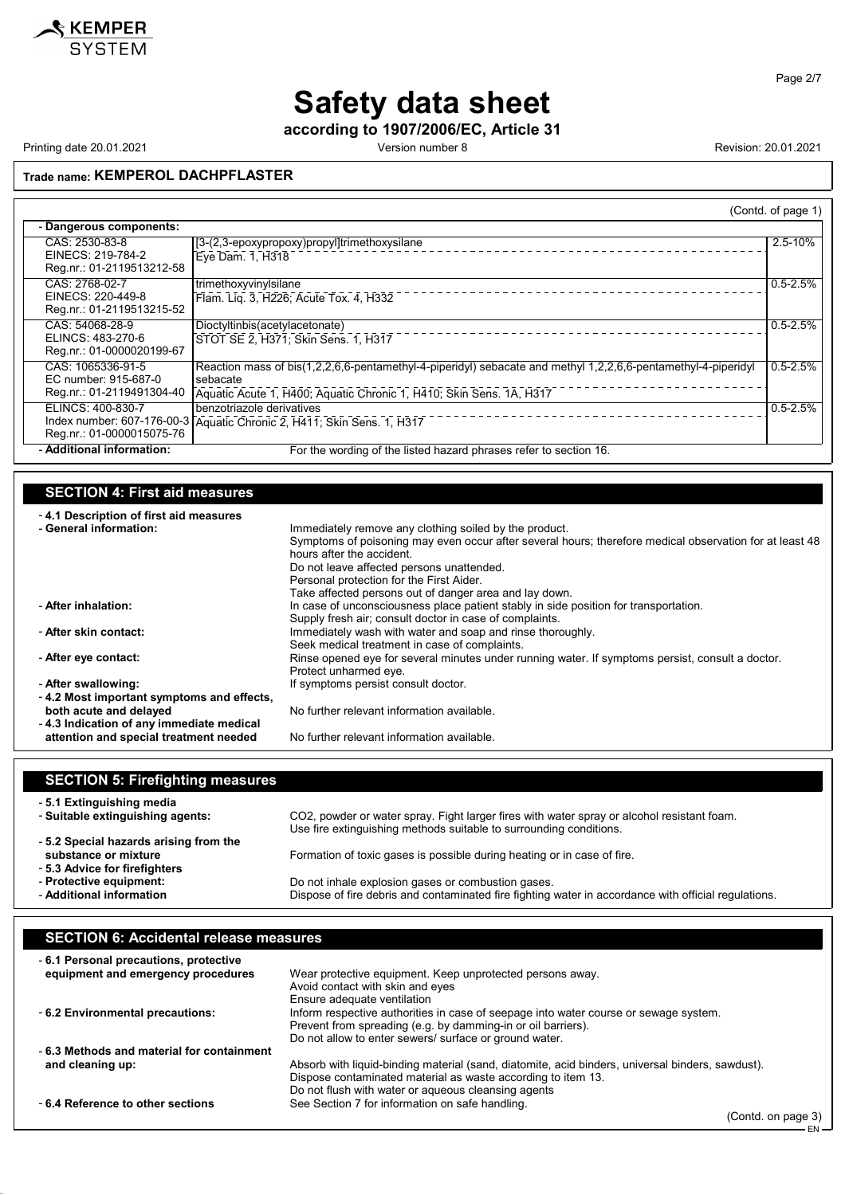# Safety data sheet

**according to 1907/2006/EC, Article 31**

Printing date 20.01.2021 | Version number 8 | Revision: 20.01.2021

**Trade name: KEMPEROL DACHPFLASTER**

(Contd. of page 1)

- **Dangerous components:**

| Identifiers | Component / Classification | Concentration |
|---|---|---|
| CAS: 2530-83-8<br>EINECS: 219-784-2<br>Reg.nr.: 01-2119513212-58 | [3-(2,3-epoxypropoxy)propyl]trimethoxysilane<br>Eye Dam. 1, H318 | 2.5-10% |
| CAS: 2768-02-7<br>EINECS: 220-449-8<br>Reg.nr.: 01-2119513215-52 | trimethoxyvinylsilane<br>Flam. Liq. 3, H226; Acute Tox. 4, H332 | 0.5-2.5% |
| CAS: 54068-28-9<br>ELINCS: 483-270-6<br>Reg.nr.: 01-0000020199-67 | Dioctyltinbis(acetylacetonate)<br>STOT SE 2, H371; Skin Sens. 1, H317 | 0.5-2.5% |
| CAS: 1065336-91-5<br>EC number: 915-687-0<br>Reg.nr.: 01-2119491304-40 | Reaction mass of bis(1,2,2,6,6-pentamethyl-4-piperidyl) sebacate and methyl 1,2,2,6,6-pentamethyl-4-piperidyl sebacate<br>Aquatic Acute 1, H400; Aquatic Chronic 1, H410; Skin Sens. 1A, H317 | 0.5-2.5% |
| ELINCS: 400-830-7<br>Index number: 607-176-00-3<br>Reg.nr.: 01-0000015075-76 | benzotriazole derivatives<br>Aquatic Chronic 2, H411; Skin Sens. 1, H317 | 0.5-2.5% |

- **Additional information:** For the wording of the listed hazard phrases refer to section 16.

## SECTION 4: First aid measures

- **4.1 Description of first aid measures**
- **General information:** Immediately remove any clothing soiled by the product.
  Symptoms of poisoning may even occur after several hours; therefore medical observation for at least 48 hours after the accident.
  Do not leave affected persons unattended.
  Personal protection for the First Aider.
  Take affected persons out of danger area and lay down.
- **After inhalation:** In case of unconsciousness place patient stably in side position for transportation.
  Supply fresh air; consult doctor in case of complaints.
- **After skin contact:** Immediately wash with water and soap and rinse thoroughly.
  Seek medical treatment in case of complaints.
- **After eye contact:** Rinse opened eye for several minutes under running water. If symptoms persist, consult a doctor.
  Protect unharmed eye.
- **After swallowing:** If symptoms persist consult doctor.
- **4.2 Most important symptoms and effects, both acute and delayed** No further relevant information available.
- **4.3 Indication of any immediate medical attention and special treatment needed** No further relevant information available.

## SECTION 5: Firefighting measures

- **5.1 Extinguishing media**
- **Suitable extinguishing agents:** $CO_2$, powder or water spray. Fight larger fires with water spray or alcohol resistant foam.
  Use fire extinguishing methods suitable to surrounding conditions.
- **5.2 Special hazards arising from the substance or mixture** Formation of toxic gases is possible during heating or in case of fire.
- **5.3 Advice for firefighters**
- **Protective equipment:** Do not inhale explosion gases or combustion gases.
- **Additional information** Dispose of fire debris and contaminated fire fighting water in accordance with official regulations.

## SECTION 6: Accidental release measures

- **6.1 Personal precautions, protective equipment and emergency procedures** Wear protective equipment. Keep unprotected persons away.
  Avoid contact with skin and eyes
  Ensure adequate ventilation
- **6.2 Environmental precautions:** Inform respective authorities in case of seepage into water course or sewage system.
  Prevent from spreading (e.g. by damming-in or oil barriers).
  Do not allow to enter sewers/ surface or ground water.
- **6.3 Methods and material for containment and cleaning up:** Absorb with liquid-binding material (sand, diatomite, acid binders, universal binders, sawdust).
  Dispose contaminated material as waste according to item 13.
  Do not flush with water or aqueous cleansing agents
- **6.4 Reference to other sections** See Section 7 for information on safe handling.

(Contd. on page 3)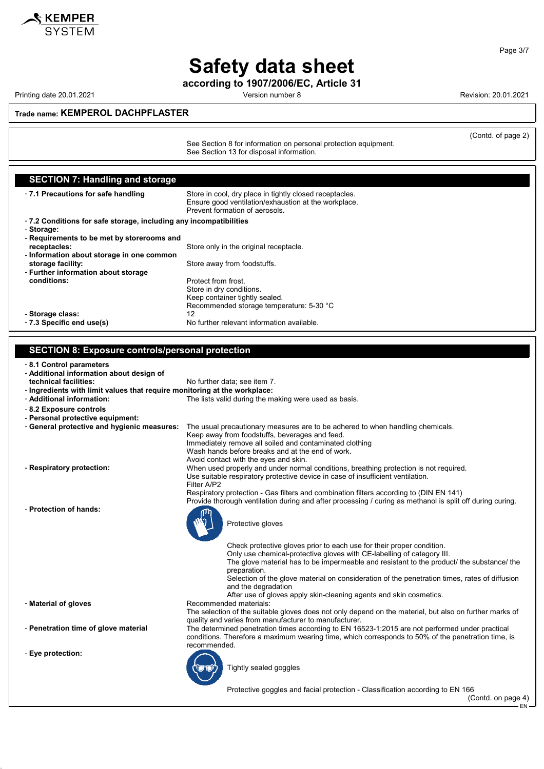# Safety data sheet

**according to 1907/2006/EC, Article 31**

Printing date 20.01.2021 | Version number 8 | Revision: 20.01.2021

**Trade name: KEMPEROL DACHPFLASTER**

(Contd. of page 2)

See Section 8 for information on personal protection equipment.
See Section 13 for disposal information.

## SECTION 7: Handling and storage

- **7.1 Precautions for safe handling**: Store in cool, dry place in tightly closed receptacles. Ensure good ventilation/exhaustion at the workplace. Prevent formation of aerosols.
- **7.2 Conditions for safe storage, including any incompatibilities**
- **Storage:**
- **Requirements to be met by storerooms and receptacles:** Store only in the original receptacle.
- **Information about storage in one common storage facility:** Store away from foodstuffs.
- **Further information about storage conditions:** Protect from frost.
  Store in dry conditions.
  Keep container tightly sealed.
  Recommended storage temperature: 5-30 °C
- **Storage class:** 12
- **7.3 Specific end use(s)** No further relevant information available.

## SECTION 8: Exposure controls/personal protection

- **8.1 Control parameters**
- **Additional information about design of technical facilities:** No further data; see item 7.
- **Ingredients with limit values that require monitoring at the workplace:**
- **Additional information:** The lists valid during the making were used as basis.
- **8.2 Exposure controls**
- **Personal protective equipment:**
- **General protective and hygienic measures:** The usual precautionary measures are to be adhered to when handling chemicals.
  Keep away from foodstuffs, beverages and feed.
  Immediately remove all soiled and contaminated clothing
  Wash hands before breaks and at the end of work.
  Avoid contact with the eyes and skin.
- **Respiratory protection:** When used properly and under normal conditions, breathing protection is not required.
  Use suitable respiratory protective device in case of insufficient ventilation.
  Filter A/P2
  Respiratory protection - Gas filters and combination filters according to (DIN EN 141)
  Provide thorough ventilation during and after processing / curing as methanol is split off during curing.
- **Protection of hands:**
  Protective gloves

  Check protective gloves prior to each use for their proper condition.
  Only use chemical-protective gloves with CE-labelling of category III.
  The glove material has to be impermeable and resistant to the product/ the substance/ the preparation.
  Selection of the glove material on consideration of the penetration times, rates of diffusion and the degradation
  After use of gloves apply skin-cleaning agents and skin cosmetics.
- **Material of gloves** Recommended materials:
  The selection of the suitable gloves does not only depend on the material, but also on further marks of quality and varies from manufacturer to manufacturer.
- **Penetration time of glove material** The determined penetration times according to EN 16523-1:2015 are not performed under practical conditions. Therefore a maximum wearing time, which corresponds to 50% of the penetration time, is recommended.
- **Eye protection:**
  Tightly sealed goggles

  Protective goggles and facial protection - Classification according to EN 166

(Contd. on page 4)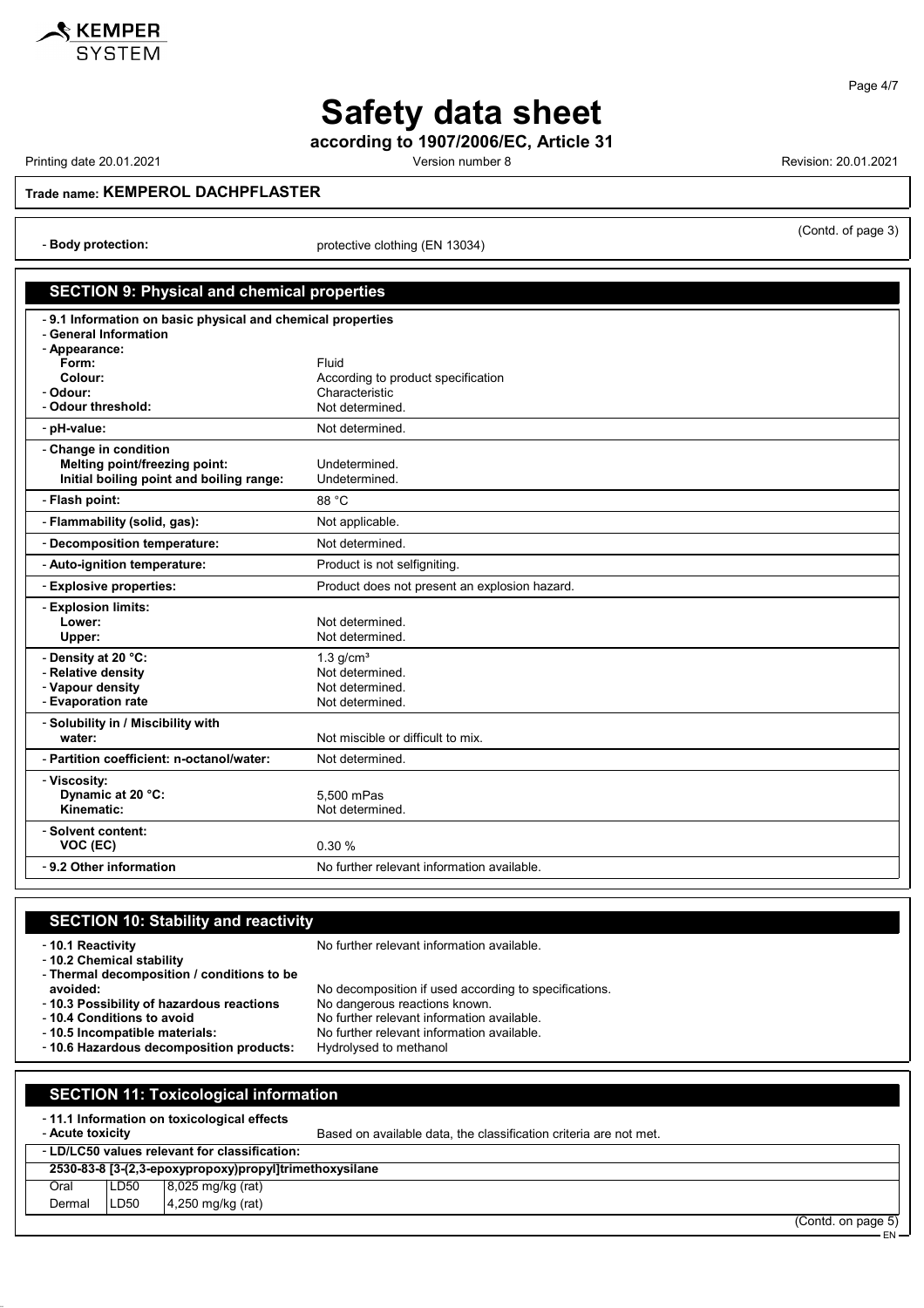(Contd. of page 3)

- **Body protection:** protective clothing (EN 13034)

## SECTION 9: Physical and chemical properties

- **9.1 Information on basic physical and chemical properties**
- **General Information**
- **Appearance:**
  - **Form:** Fluid
  - **Colour:** According to product specification
- **Odour:** Characteristic
- **Odour threshold:** Not determined.
- **pH-value:** Not determined.
- **Change in condition**
  - **Melting point/freezing point:** Undetermined.
  - **Initial boiling point and boiling range:** Undetermined.
- **Flash point:** 88 °C
- **Flammability (solid, gas):** Not applicable.
- **Decomposition temperature:** Not determined.
- **Auto-ignition temperature:** Product is not selfigniting.
- **Explosive properties:** Product does not present an explosion hazard.
- **Explosion limits:**
  - **Lower:** Not determined.
  - **Upper:** Not determined.
- **Density at 20 °C:** 1.3 g/cm³
- **Relative density** Not determined.
- **Vapour density** Not determined.
- **Evaporation rate** Not determined.
- **Solubility in / Miscibility with**
  - **water:** Not miscible or difficult to mix.
- **Partition coefficient: n-octanol/water:** Not determined.
- **Viscosity:**
  - **Dynamic at 20 °C:** 5,500 mPas
  - **Kinematic:** Not determined.
- **Solvent content:**
  - **VOC (EC)** 0.30 %
- **9.2 Other information** No further relevant information available.

## SECTION 10: Stability and reactivity

- **10.1 Reactivity** No further relevant information available.
- **10.2 Chemical stability**
- **Thermal decomposition / conditions to be avoided:** No decomposition if used according to specifications.
- **10.3 Possibility of hazardous reactions** No dangerous reactions known.
- **10.4 Conditions to avoid** No further relevant information available.
- **10.5 Incompatible materials:** No further relevant information available.
- **10.6 Hazardous decomposition products:** Hydrolysed to methanol

## SECTION 11: Toxicological information

- **11.1 Information on toxicological effects**
- **Acute toxicity** Based on available data, the classification criteria are not met.

| **LD/LC50 values relevant for classification:** | | |
|---|---|---|
| **2530-83-8 [3-(2,3-epoxypropoxy)propyl]trimethoxysilane** | | |
| Oral | LD50 | 8,025 mg/kg (rat) |
| Dermal | LD50 | 4,250 mg/kg (rat) |

(Contd. on page 5)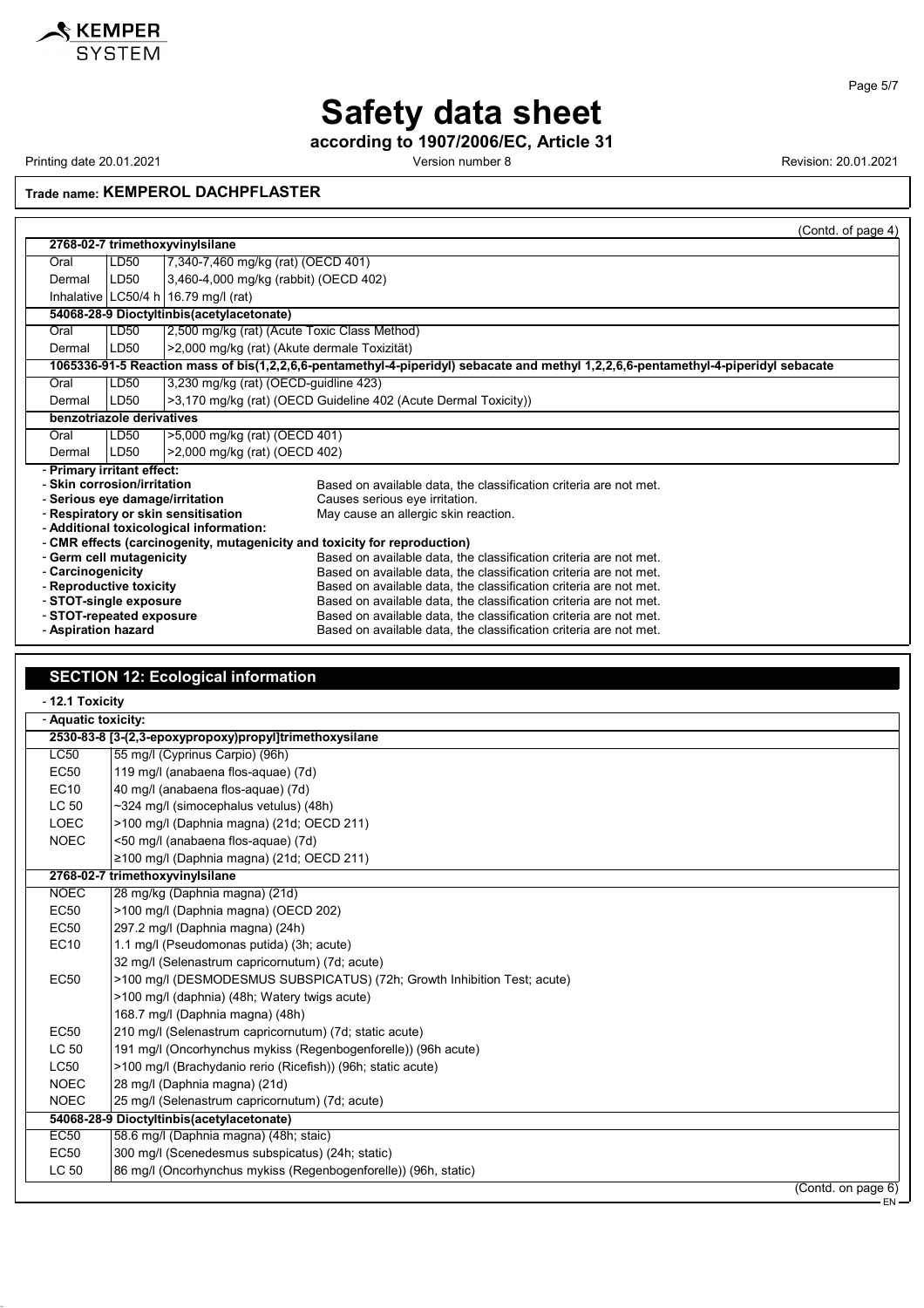# Safety data sheet

**according to 1907/2006/EC, Article 31**

Printing date 20.01.2021 Version number 8 Revision: 20.01.2021

**Trade name: KEMPEROL DACHPFLASTER**

(Contd. of page 4)

| | | |
|---|---|---|
| **2768-02-7 trimethoxyvinylsilane** | | |
| Oral | LD50 | 7,340-7,460 mg/kg (rat) (OECD 401) |
| Dermal | LD50 | 3,460-4,000 mg/kg (rabbit) (OECD 402) |
| Inhalative | LC50/4 h | 16.79 mg/l (rat) |
| **54068-28-9 Dioctyltinbis(acetylacetonate)** | | |
| Oral | LD50 | 2,500 mg/kg (rat) (Acute Toxic Class Method) |
| Dermal | LD50 | >2,000 mg/kg (rat) (Akute dermale Toxizität) |
| **1065336-91-5 Reaction mass of bis(1,2,2,6,6-pentamethyl-4-piperidyl) sebacate and methyl 1,2,2,6,6-pentamethyl-4-piperidyl sebacate** | | |
| Oral | LD50 | 3,230 mg/kg (rat) (OECD-guidline 423) |
| Dermal | LD50 | >3,170 mg/kg (rat) (OECD Guideline 402 (Acute Dermal Toxicity)) |
| **benzotriazole derivatives** | | |
| Oral | LD50 | >5,000 mg/kg (rat) (OECD 401) |
| Dermal | LD50 | >2,000 mg/kg (rat) (OECD 402) |

- **Primary irritant effect:**
- **Skin corrosion/irritation** Based on available data, the classification criteria are not met.
- **Serious eye damage/irritation** Causes serious eye irritation.
- **Respiratory or skin sensitisation** May cause an allergic skin reaction.
- **Additional toxicological information:**
- **CMR effects (carcinogenity, mutagenicity and toxicity for reproduction)**
- **Germ cell mutagenicity** Based on available data, the classification criteria are not met.
- **Carcinogenicity** Based on available data, the classification criteria are not met.
- **Reproductive toxicity** Based on available data, the classification criteria are not met.
- **STOT-single exposure** Based on available data, the classification criteria are not met.
- **STOT-repeated exposure** Based on available data, the classification criteria are not met.
- **Aspiration hazard** Based on available data, the classification criteria are not met.

## SECTION 12: Ecological information

- **12.1 Toxicity**

- **Aquatic toxicity:**

| | |
|---|---|
| **2530-83-8 [3-(2,3-epoxypropoxy)propyl]trimethoxysilane** | |
| LC50 | 55 mg/l (Cyprinus Carpio) (96h) |
| EC50 | 119 mg/l (anabaena flos-aquae) (7d) |
| EC10 | 40 mg/l (anabaena flos-aquae) (7d) |
| LC 50 | ~324 mg/l (simocephalus vetulus) (48h) |
| LOEC | >100 mg/l (Daphnia magna) (21d; OECD 211) |
| NOEC | <50 mg/l (anabaena flos-aquae) (7d) |
| | ≥100 mg/l (Daphnia magna) (21d; OECD 211) |
| **2768-02-7 trimethoxyvinylsilane** | |
| NOEC | 28 mg/kg (Daphnia magna) (21d) |
| EC50 | >100 mg/l (Daphnia magna) (OECD 202) |
| EC50 | 297.2 mg/l (Daphnia magna) (24h) |
| EC10 | 1.1 mg/l (Pseudomonas putida) (3h; acute) |
| | 32 mg/l (Selenastrum capricornutum) (7d; acute) |
| EC50 | >100 mg/l (DESMODESMUS SUBSPICATUS) (72h; Growth Inhibition Test; acute) |
| | >100 mg/l (daphnia) (48h; Watery twigs acute) |
| | 168.7 mg/l (Daphnia magna) (48h) |
| EC50 | 210 mg/l (Selenastrum capricornutum) (7d; static acute) |
| LC 50 | 191 mg/l (Oncorhynchus mykiss (Regenbogenforelle)) (96h acute) |
| LC50 | >100 mg/l (Brachydanio rerio (Ricefish)) (96h; static acute) |
| NOEC | 28 mg/l (Daphnia magna) (21d) |
| NOEC | 25 mg/l (Selenastrum capricornutum) (7d; acute) |
| **54068-28-9 Dioctyltinbis(acetylacetonate)** | |
| EC50 | 58.6 mg/l (Daphnia magna) (48h; staic) |
| EC50 | 300 mg/l (Scenedesmus subspicatus) (24h; static) |
| LC 50 | 86 mg/l (Oncorhynchus mykiss (Regenbogenforelle)) (96h, static) |

(Contd. on page 6)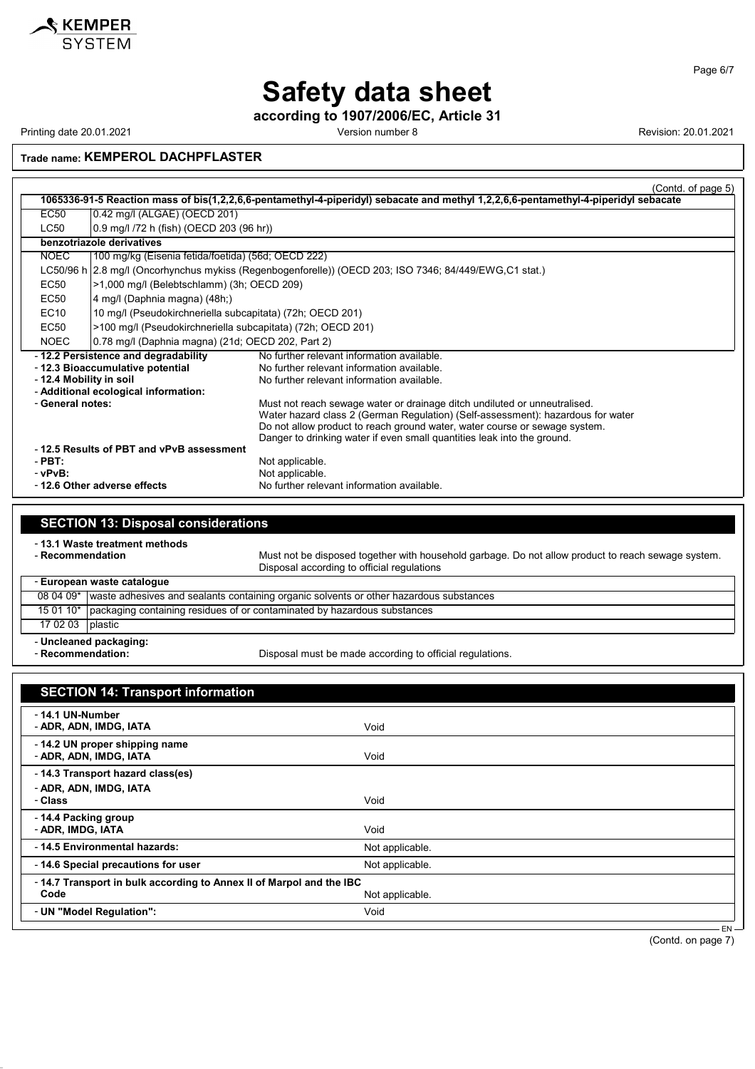(Contd. of page 5)

| 1065336-91-5 Reaction mass of bis(1,2,2,6,6-pentamethyl-4-piperidyl) sebacate and methyl 1,2,2,6,6-pentamethyl-4-piperidyl sebacate | |
|---|---|
| EC50 | 0.42 mg/l (ALGAE) (OECD 201) |
| LC50 | 0.9 mg/l /72 h (fish) (OECD 203 (96 hr)) |
| **benzotriazole derivatives** | |
| NOEC | 100 mg/kg (Eisenia fetida/foetida) (56d; OECD 222) |
| LC50/96 h | 2.8 mg/l (Oncorhynchus mykiss (Regenbogenforelle)) (OECD 203; ISO 7346; 84/449/EWG,C1 stat.) |
| EC50 | >1,000 mg/l (Belebtschlamm) (3h; OECD 209) |
| EC50 | 4 mg/l (Daphnia magna) (48h;) |
| EC10 | 10 mg/l (Pseudokirchneriella subcapitata) (72h; OECD 201) |
| EC50 | >100 mg/l (Pseudokirchneriella subcapitata) (72h; OECD 201) |
| NOEC | 0.78 mg/l (Daphnia magna) (21d; OECD 202, Part 2) |

- **12.2 Persistence and degradability** No further relevant information available.
- **12.3 Bioaccumulative potential** No further relevant information available.
- **12.4 Mobility in soil** No further relevant information available.
- **Additional ecological information:**
- **General notes:** Must not reach sewage water or drainage ditch undiluted or unneutralised.
  Water hazard class 2 (German Regulation) (Self-assessment): hazardous for water
  Do not allow product to reach ground water, water course or sewage system.
  Danger to drinking water if even small quantities leak into the ground.
- **12.5 Results of PBT and vPvB assessment**
- **PBT:** Not applicable.
- **vPvB:** Not applicable.
- **12.6 Other adverse effects** No further relevant information available.

## SECTION 13: Disposal considerations

- **13.1 Waste treatment methods**
- **Recommendation** Must not be disposed together with household garbage. Do not allow product to reach sewage system. Disposal according to official regulations

| - European waste catalogue | |
|---|---|
| 08 04 09* | waste adhesives and sealants containing organic solvents or other hazardous substances |
| 15 01 10* | packaging containing residues of or contaminated by hazardous substances |
| 17 02 03 | plastic |

- **Uncleaned packaging:**
- **Recommendation:** Disposal must be made according to official regulations.

## SECTION 14: Transport information

| | |
|---|---|
| **- 14.1 UN-Number**<br>**- ADR, ADN, IMDG, IATA** | Void |
| **- 14.2 UN proper shipping name**<br>**- ADR, ADN, IMDG, IATA** | Void |
| **- 14.3 Transport hazard class(es)**<br>**- ADR, ADN, IMDG, IATA**<br>**- Class** | Void |
| **- 14.4 Packing group**<br>**- ADR, IMDG, IATA** | Void |
| **- 14.5 Environmental hazards:** | Not applicable. |
| **- 14.6 Special precautions for user** | Not applicable. |
| **- 14.7 Transport in bulk according to Annex II of Marpol and the IBC Code** | Not applicable. |
| **- UN "Model Regulation":** | Void |

(Contd. on page 7)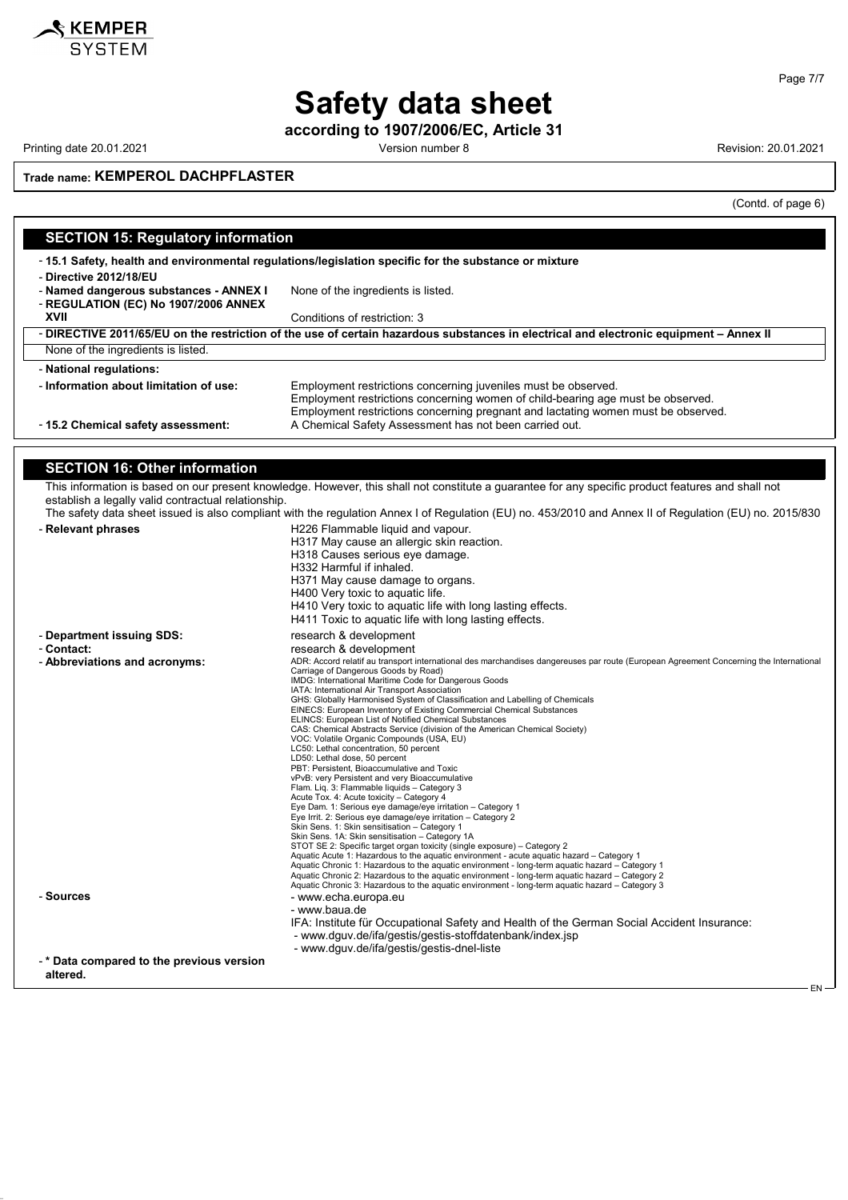# Safety data sheet

**according to 1907/2006/EC, Article 31**

Printing date 20.01.2021 Version number 8 Revision: 20.01.2021

**Trade name: KEMPEROL DACHPFLASTER**

(Contd. of page 6)

## SECTION 15: Regulatory information

- **15.1 Safety, health and environmental regulations/legislation specific for the substance or mixture**
- **Directive 2012/18/EU**
- **Named dangerous substances - ANNEX I** None of the ingredients is listed.
- **REGULATION (EC) No 1907/2006 ANNEX XVII** Conditions of restriction: 3
- **DIRECTIVE 2011/65/EU on the restriction of the use of certain hazardous substances in electrical and electronic equipment – Annex II**

None of the ingredients is listed.

- **National regulations:**
- **Information about limitation of use:** Employment restrictions concerning juveniles must be observed. Employment restrictions concerning women of child-bearing age must be observed. Employment restrictions concerning pregnant and lactating women must be observed.
- **15.2 Chemical safety assessment:** A Chemical Safety Assessment has not been carried out.

## SECTION 16: Other information

This information is based on our present knowledge. However, this shall not constitute a guarantee for any specific product features and shall not establish a legally valid contractual relationship.

The safety data sheet issued is also compliant with the regulation Annex I of Regulation (EU) no. 453/2010 and Annex II of Regulation (EU) no. 2015/830

- **Relevant phrases**
  - H226 Flammable liquid and vapour.
  - H317 May cause an allergic skin reaction.
  - H318 Causes serious eye damage.
  - H332 Harmful if inhaled.
  - H371 May cause damage to organs.
  - H400 Very toxic to aquatic life.
  - H410 Very toxic to aquatic life with long lasting effects.
  - H411 Toxic to aquatic life with long lasting effects.
- **Department issuing SDS:** research & development
- **Contact:** research & development
- **Abbreviations and acronyms:**
  - ADR: Accord relatif au transport international des marchandises dangereuses par route (European Agreement Concerning the International Carriage of Dangerous Goods by Road)
  - IMDG: International Maritime Code for Dangerous Goods
  - IATA: International Air Transport Association
  - GHS: Globally Harmonised System of Classification and Labelling of Chemicals
  - EINECS: European Inventory of Existing Commercial Chemical Substances
  - ELINCS: European List of Notified Chemical Substances
  - CAS: Chemical Abstracts Service (division of the American Chemical Society)
  - VOC: Volatile Organic Compounds (USA, EU)
  - LC50: Lethal concentration, 50 percent
  - LD50: Lethal dose, 50 percent
  - PBT: Persistent, Bioaccumulative and Toxic
  - vPvB: very Persistent and very Bioaccumulative
  - Flam. Liq. 3: Flammable liquids – Category 3
  - Acute Tox. 4: Acute toxicity – Category 4
  - Eye Dam. 1: Serious eye damage/eye irritation – Category 1
  - Eye Irrit. 2: Serious eye damage/eye irritation – Category 2
  - Skin Sens. 1: Skin sensitisation – Category 1
  - Skin Sens. 1A: Skin sensitisation – Category 1A
  - STOT SE 2: Specific target organ toxicity (single exposure) – Category 2
  - Aquatic Acute 1: Hazardous to the aquatic environment - acute aquatic hazard – Category 1
  - Aquatic Chronic 1: Hazardous to the aquatic environment - long-term aquatic hazard – Category 1
  - Aquatic Chronic 2: Hazardous to the aquatic environment - long-term aquatic hazard – Category 2
  - Aquatic Chronic 3: Hazardous to the aquatic environment - long-term aquatic hazard – Category 3
- **Sources**
  - www.echa.europa.eu
  - www.baua.de
  - IFA: Institute für Occupational Safety and Health of the German Social Accident Insurance:
    - www.dguv.de/ifa/gestis/gestis-stoffdatenbank/index.jsp
    - www.dguv.de/ifa/gestis/gestis-dnel-liste
- **\* Data compared to the previous version altered.**